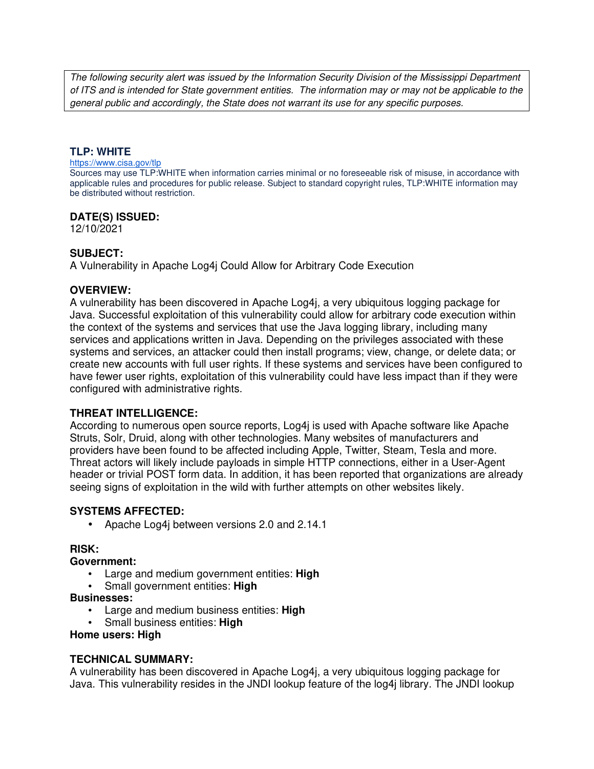*The following security alert was issued by the Information Security Division of the Mississippi Department of ITS and is intended for State government entities. The information may or may not be applicable to the general public and accordingly, the State does not warrant its use for any specific purposes.*

## TLP: WHITE

https://www.cisa.gov/tlp

Sources may use TLP:WHITE when information carries minimal or no foreseeable risk of misuse, in accordance with applicable rules and procedures for public release. Subject to standard copyright rules, TLP:WHITE information may be distributed without restriction.

### DATE(S) ISSUED:

12/10/2021

### SUBJECT:

A Vulnerability in Apache Log4j Could Allow for Arbitrary Code Execution

### OVERVIEW:

A vulnerability has been discovered in Apache Log4j, a very ubiquitous logging package for Java. Successful exploitation of this vulnerability could allow for arbitrary code execution within the context of the systems and services that use the Java logging library, including many services and applications written in Java. Depending on the privileges associated with these systems and services, an attacker could then install programs; view, change, or delete data; or create new accounts with full user rights. If these systems and services have been configured to have fewer user rights, exploitation of this vulnerability could have less impact than if they were configured with administrative rights.

### THREAT INTELLIGENCE:

According to numerous open source reports, Log4j is used with Apache software like Apache Struts, Solr, Druid, along with other technologies. Many websites of manufacturers and providers have been found to be affected including Apple, Twitter, Steam, Tesla and more. Threat actors will likely include payloads in simple HTTP connections, either in a User-Agent header or trivial POST form data. In addition, it has been reported that organizations are already seeing signs of exploitation in the wild with further attempts on other websites likely.

### SYSTEMS AFFECTED:

- Apache Log4j between versions 2.0 and 2.14.1

### RISK:

**Government:**

- Large and medium government entities: **High**
- Small government entities: **High**

**Businesses:**

- Large and medium business entities: **High**
- Small business entities: **High**

**Home users: High**

### TECHNICAL SUMMARY:

A vulnerability has been discovered in Apache Log4j, a very ubiquitous logging package for Java. This vulnerability resides in the JNDI lookup feature of the log4j library. The JNDI lookup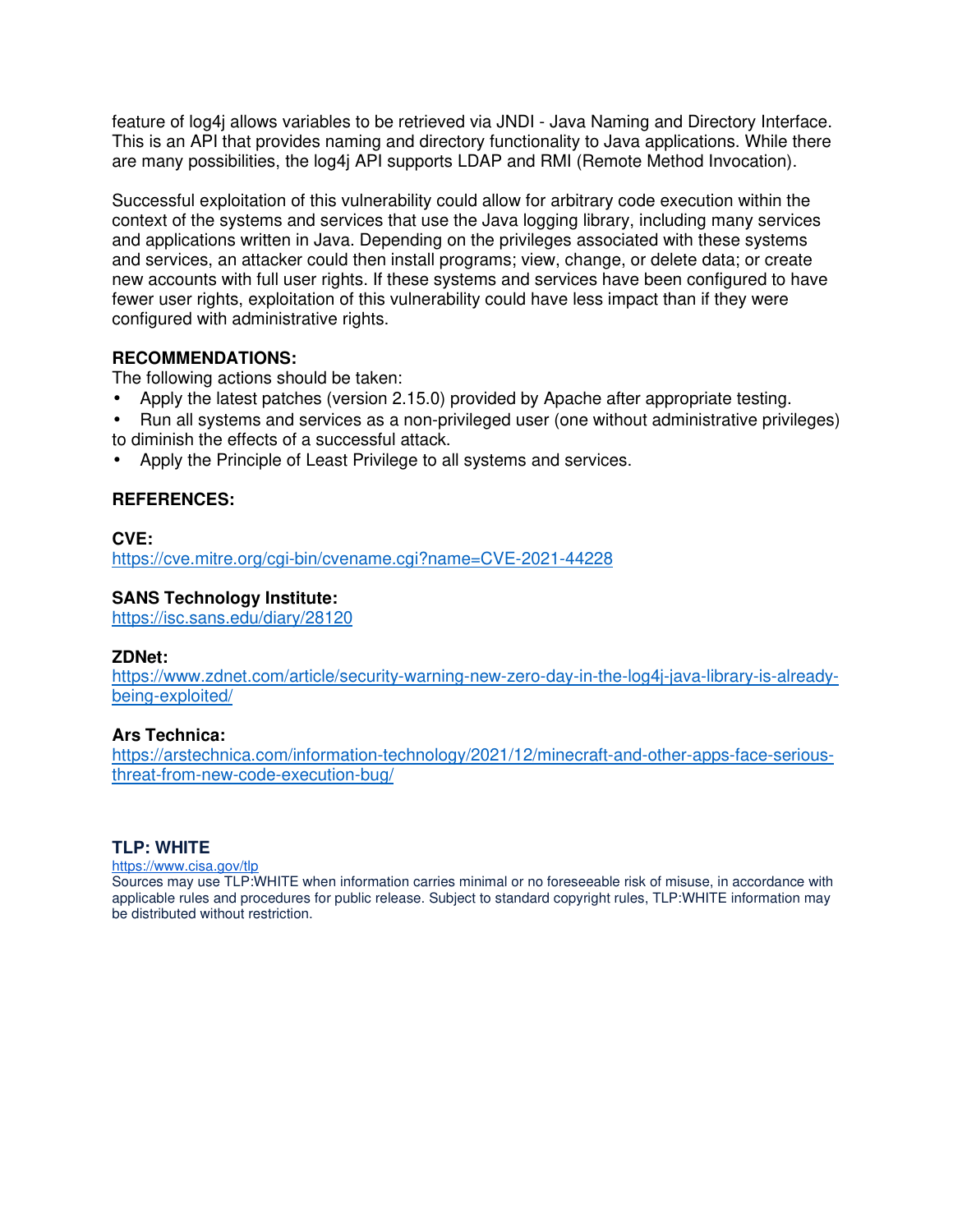feature of log4j allows variables to be retrieved via JNDI - Java Naming and Directory Interface. This is an API that provides naming and directory functionality to Java applications. While there are many possibilities, the log4j API supports LDAP and RMI (Remote Method Invocation).

Successful exploitation of this vulnerability could allow for arbitrary code execution within the context of the systems and services that use the Java logging library, including many services and applications written in Java. Depending on the privileges associated with these systems and services, an attacker could then install programs; view, change, or delete data; or create new accounts with full user rights. If these systems and services have been configured to have fewer user rights, exploitation of this vulnerability could have less impact than if they were configured with administrative rights.

**RECOMMENDATIONS:**

The following actions should be taken:

- Apply the latest patches (version 2.15.0) provided by Apache after appropriate testing.
- Run all systems and services as a non-privileged user (one without administrative privileges) to diminish the effects of a successful attack.
- Apply the Principle of Least Privilege to all systems and services.

**REFERENCES:**

**CVE:**

https://cve.mitre.org/cgi-bin/cvename.cgi?name=CVE-2021-44228

**SANS Technology Institute:**

https://isc.sans.edu/diary/28120

**ZDNet:**

https://www.zdnet.com/article/security-warning-new-zero-day-in-the-log4j-java-library-is-already-being-exploited/

**Ars Technica:**

https://arstechnica.com/information-technology/2021/12/minecraft-and-other-apps-face-serious-threat-from-new-code-execution-bug/

**TLP: WHITE**

https://www.cisa.gov/tlp

Sources may use TLP:WHITE when information carries minimal or no foreseeable risk of misuse, in accordance with applicable rules and procedures for public release. Subject to standard copyright rules, TLP:WHITE information may be distributed without restriction.